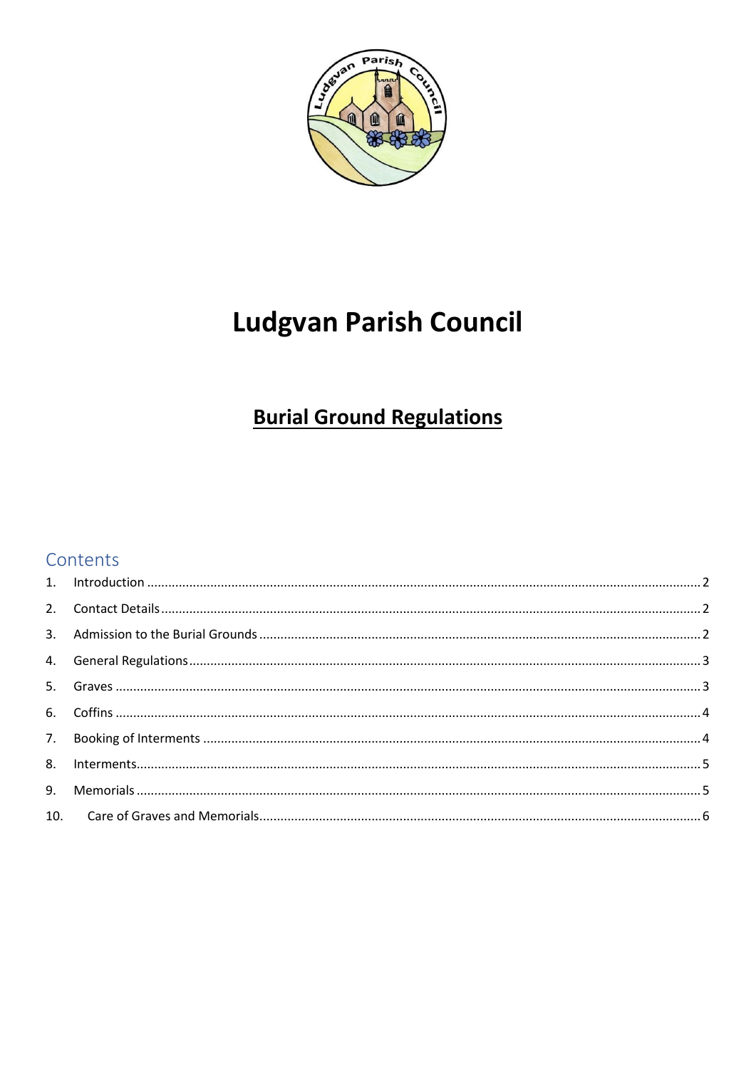# Ludgvan Parish Council

## Burial Ground Regulations

## Contents

1. Introduction ........ 2
2. Contact Details ........ 2
3. Admission to the Burial Grounds ........ 2
4. General Regulations ........ 3
5. Graves ........ 3
6. Coffins ........ 4
7. Booking of Interments ........ 4
8. Interments ........ 5
9. Memorials ........ 5
10. Care of Graves and Memorials ........ 6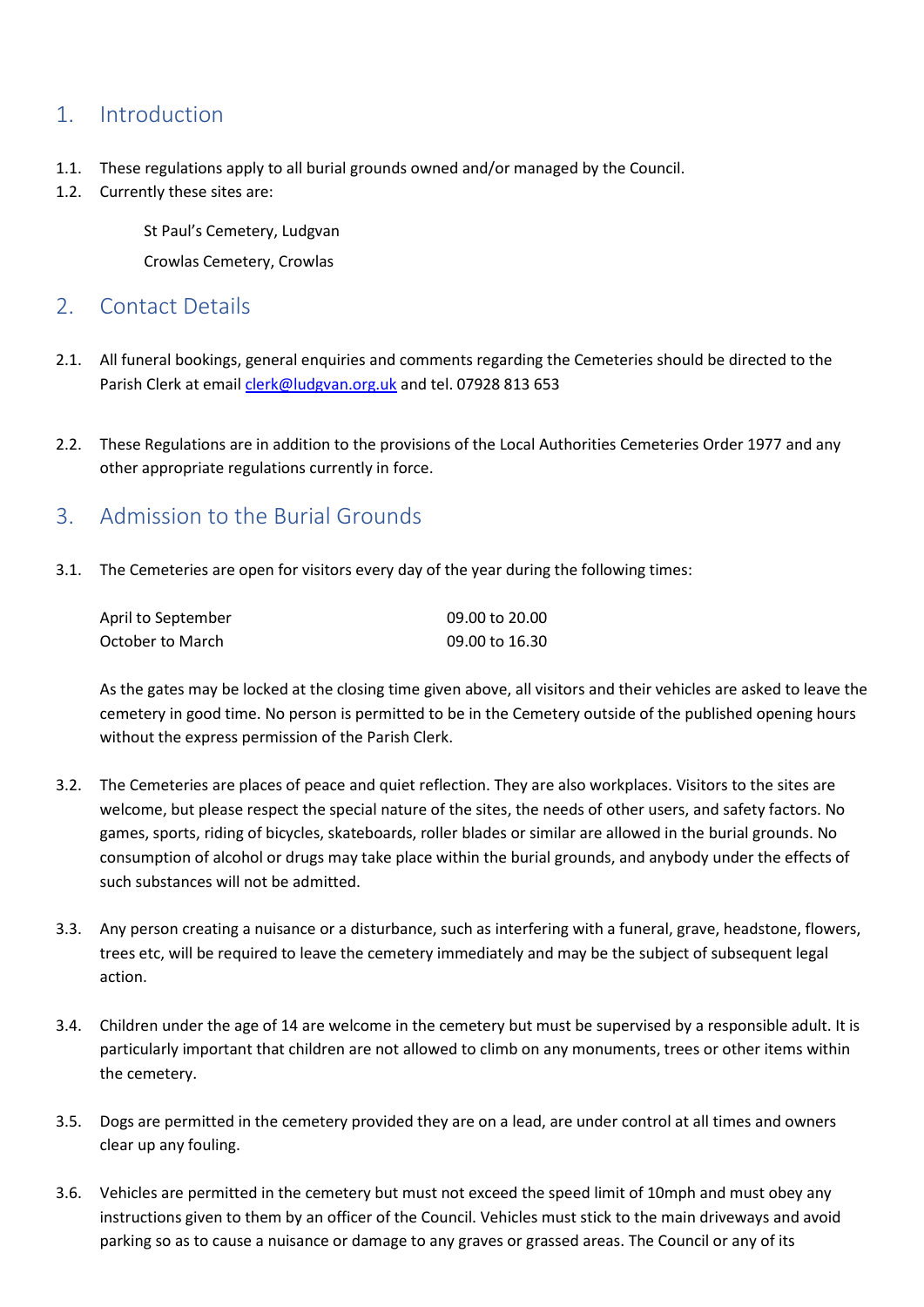## 1. Introduction

1.1. These regulations apply to all burial grounds owned and/or managed by the Council.

1.2. Currently these sites are:

St Paul's Cemetery, Ludgvan

Crowlas Cemetery, Crowlas

## 2. Contact Details

2.1. All funeral bookings, general enquiries and comments regarding the Cemeteries should be directed to the Parish Clerk at email clerk@ludgvan.org.uk and tel. 07928 813 653

2.2. These Regulations are in addition to the provisions of the Local Authorities Cemeteries Order 1977 and any other appropriate regulations currently in force.

## 3. Admission to the Burial Grounds

3.1. The Cemeteries are open for visitors every day of the year during the following times:

| | |
|---|---|
| April to September | 09.00 to 20.00 |
| October to March | 09.00 to 16.30 |

As the gates may be locked at the closing time given above, all visitors and their vehicles are asked to leave the cemetery in good time. No person is permitted to be in the Cemetery outside of the published opening hours without the express permission of the Parish Clerk.

3.2. The Cemeteries are places of peace and quiet reflection. They are also workplaces. Visitors to the sites are welcome, but please respect the special nature of the sites, the needs of other users, and safety factors. No games, sports, riding of bicycles, skateboards, roller blades or similar are allowed in the burial grounds. No consumption of alcohol or drugs may take place within the burial grounds, and anybody under the effects of such substances will not be admitted.

3.3. Any person creating a nuisance or a disturbance, such as interfering with a funeral, grave, headstone, flowers, trees etc, will be required to leave the cemetery immediately and may be the subject of subsequent legal action.

3.4. Children under the age of 14 are welcome in the cemetery but must be supervised by a responsible adult. It is particularly important that children are not allowed to climb on any monuments, trees or other items within the cemetery.

3.5. Dogs are permitted in the cemetery provided they are on a lead, are under control at all times and owners clear up any fouling.

3.6. Vehicles are permitted in the cemetery but must not exceed the speed limit of 10mph and must obey any instructions given to them by an officer of the Council. Vehicles must stick to the main driveways and avoid parking so as to cause a nuisance or damage to any graves or grassed areas. The Council or any of its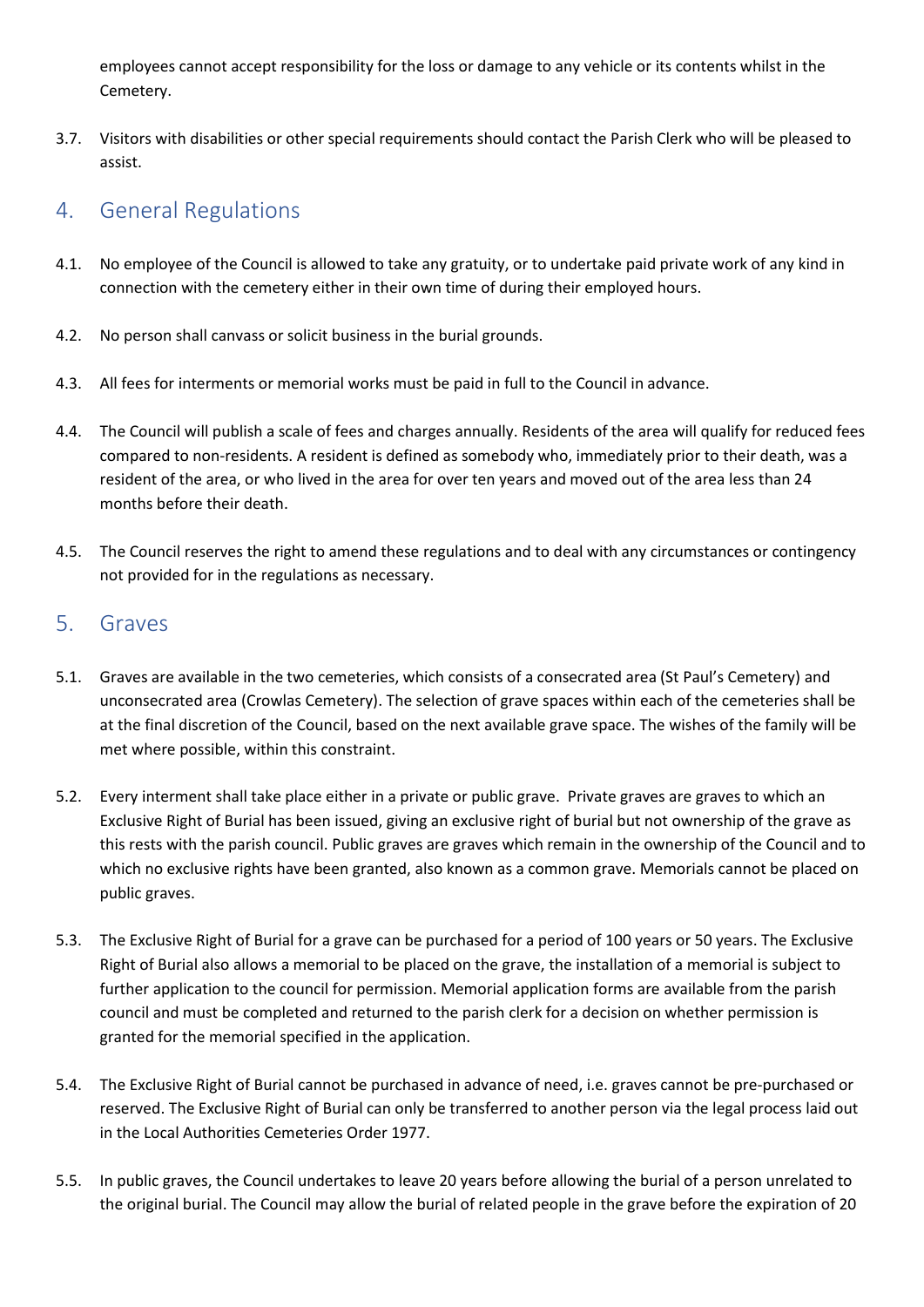employees cannot accept responsibility for the loss or damage to any vehicle or its contents whilst in the Cemetery.

3.7. Visitors with disabilities or other special requirements should contact the Parish Clerk who will be pleased to assist.

## 4. General Regulations

4.1. No employee of the Council is allowed to take any gratuity, or to undertake paid private work of any kind in connection with the cemetery either in their own time of during their employed hours.

4.2. No person shall canvass or solicit business in the burial grounds.

4.3. All fees for interments or memorial works must be paid in full to the Council in advance.

4.4. The Council will publish a scale of fees and charges annually. Residents of the area will qualify for reduced fees compared to non-residents. A resident is defined as somebody who, immediately prior to their death, was a resident of the area, or who lived in the area for over ten years and moved out of the area less than 24 months before their death.

4.5. The Council reserves the right to amend these regulations and to deal with any circumstances or contingency not provided for in the regulations as necessary.

## 5. Graves

5.1. Graves are available in the two cemeteries, which consists of a consecrated area (St Paul's Cemetery) and unconsecrated area (Crowlas Cemetery). The selection of grave spaces within each of the cemeteries shall be at the final discretion of the Council, based on the next available grave space. The wishes of the family will be met where possible, within this constraint.

5.2. Every interment shall take place either in a private or public grave. Private graves are graves to which an Exclusive Right of Burial has been issued, giving an exclusive right of burial but not ownership of the grave as this rests with the parish council. Public graves are graves which remain in the ownership of the Council and to which no exclusive rights have been granted, also known as a common grave. Memorials cannot be placed on public graves.

5.3. The Exclusive Right of Burial for a grave can be purchased for a period of 100 years or 50 years. The Exclusive Right of Burial also allows a memorial to be placed on the grave, the installation of a memorial is subject to further application to the council for permission. Memorial application forms are available from the parish council and must be completed and returned to the parish clerk for a decision on whether permission is granted for the memorial specified in the application.

5.4. The Exclusive Right of Burial cannot be purchased in advance of need, i.e. graves cannot be pre-purchased or reserved. The Exclusive Right of Burial can only be transferred to another person via the legal process laid out in the Local Authorities Cemeteries Order 1977.

5.5. In public graves, the Council undertakes to leave 20 years before allowing the burial of a person unrelated to the original burial. The Council may allow the burial of related people in the grave before the expiration of 20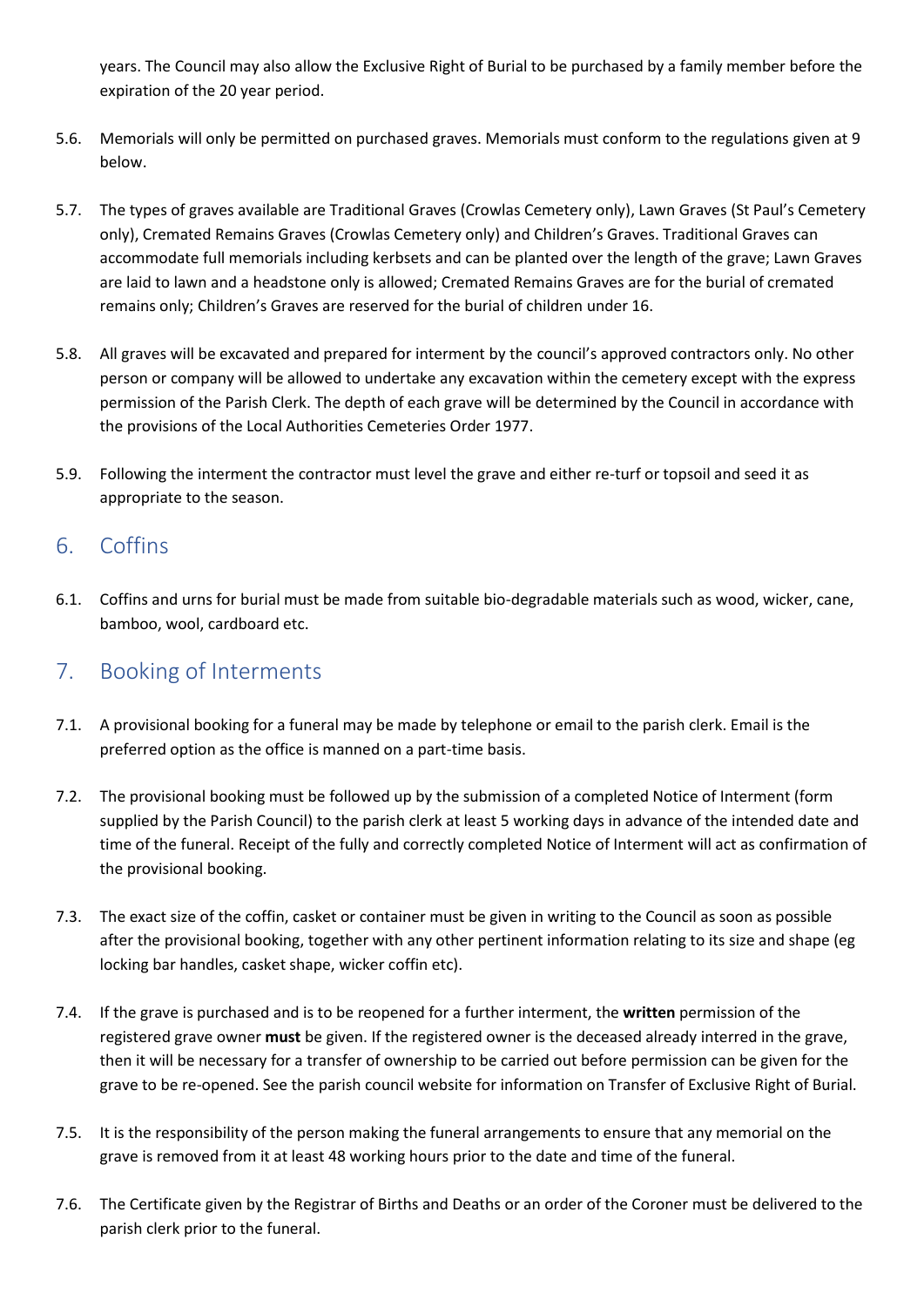years. The Council may also allow the Exclusive Right of Burial to be purchased by a family member before the expiration of the 20 year period.

5.6. Memorials will only be permitted on purchased graves. Memorials must conform to the regulations given at 9 below.

5.7. The types of graves available are Traditional Graves (Crowlas Cemetery only), Lawn Graves (St Paul's Cemetery only), Cremated Remains Graves (Crowlas Cemetery only) and Children's Graves. Traditional Graves can accommodate full memorials including kerbsets and can be planted over the length of the grave; Lawn Graves are laid to lawn and a headstone only is allowed; Cremated Remains Graves are for the burial of cremated remains only; Children's Graves are reserved for the burial of children under 16.

5.8. All graves will be excavated and prepared for interment by the council's approved contractors only. No other person or company will be allowed to undertake any excavation within the cemetery except with the express permission of the Parish Clerk. The depth of each grave will be determined by the Council in accordance with the provisions of the Local Authorities Cemeteries Order 1977.

5.9. Following the interment the contractor must level the grave and either re-turf or topsoil and seed it as appropriate to the season.

## 6. Coffins

6.1. Coffins and urns for burial must be made from suitable bio-degradable materials such as wood, wicker, cane, bamboo, wool, cardboard etc.

## 7. Booking of Interments

7.1. A provisional booking for a funeral may be made by telephone or email to the parish clerk. Email is the preferred option as the office is manned on a part-time basis.

7.2. The provisional booking must be followed up by the submission of a completed Notice of Interment (form supplied by the Parish Council) to the parish clerk at least 5 working days in advance of the intended date and time of the funeral. Receipt of the fully and correctly completed Notice of Interment will act as confirmation of the provisional booking.

7.3. The exact size of the coffin, casket or container must be given in writing to the Council as soon as possible after the provisional booking, together with any other pertinent information relating to its size and shape (eg locking bar handles, casket shape, wicker coffin etc).

7.4. If the grave is purchased and is to be reopened for a further interment, the **written** permission of the registered grave owner **must** be given. If the registered owner is the deceased already interred in the grave, then it will be necessary for a transfer of ownership to be carried out before permission can be given for the grave to be re-opened. See the parish council website for information on Transfer of Exclusive Right of Burial.

7.5. It is the responsibility of the person making the funeral arrangements to ensure that any memorial on the grave is removed from it at least 48 working hours prior to the date and time of the funeral.

7.6. The Certificate given by the Registrar of Births and Deaths or an order of the Coroner must be delivered to the parish clerk prior to the funeral.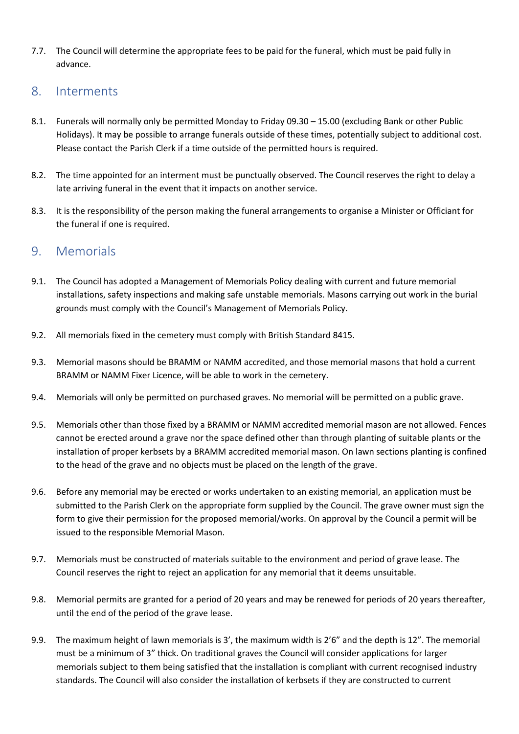7.7. The Council will determine the appropriate fees to be paid for the funeral, which must be paid fully in advance.

## 8. Interments

8.1. Funerals will normally only be permitted Monday to Friday 09.30 – 15.00 (excluding Bank or other Public Holidays). It may be possible to arrange funerals outside of these times, potentially subject to additional cost. Please contact the Parish Clerk if a time outside of the permitted hours is required.

8.2. The time appointed for an interment must be punctually observed. The Council reserves the right to delay a late arriving funeral in the event that it impacts on another service.

8.3. It is the responsibility of the person making the funeral arrangements to organise a Minister or Officiant for the funeral if one is required.

## 9. Memorials

9.1. The Council has adopted a Management of Memorials Policy dealing with current and future memorial installations, safety inspections and making safe unstable memorials. Masons carrying out work in the burial grounds must comply with the Council's Management of Memorials Policy.

9.2. All memorials fixed in the cemetery must comply with British Standard 8415.

9.3. Memorial masons should be BRAMM or NAMM accredited, and those memorial masons that hold a current BRAMM or NAMM Fixer Licence, will be able to work in the cemetery.

9.4. Memorials will only be permitted on purchased graves. No memorial will be permitted on a public grave.

9.5. Memorials other than those fixed by a BRAMM or NAMM accredited memorial mason are not allowed. Fences cannot be erected around a grave nor the space defined other than through planting of suitable plants or the installation of proper kerbsets by a BRAMM accredited memorial mason. On lawn sections planting is confined to the head of the grave and no objects must be placed on the length of the grave.

9.6. Before any memorial may be erected or works undertaken to an existing memorial, an application must be submitted to the Parish Clerk on the appropriate form supplied by the Council. The grave owner must sign the form to give their permission for the proposed memorial/works. On approval by the Council a permit will be issued to the responsible Memorial Mason.

9.7. Memorials must be constructed of materials suitable to the environment and period of grave lease. The Council reserves the right to reject an application for any memorial that it deems unsuitable.

9.8. Memorial permits are granted for a period of 20 years and may be renewed for periods of 20 years thereafter, until the end of the period of the grave lease.

9.9. The maximum height of lawn memorials is 3', the maximum width is 2'6" and the depth is 12". The memorial must be a minimum of 3" thick. On traditional graves the Council will consider applications for larger memorials subject to them being satisfied that the installation is compliant with current recognised industry standards. The Council will also consider the installation of kerbsets if they are constructed to current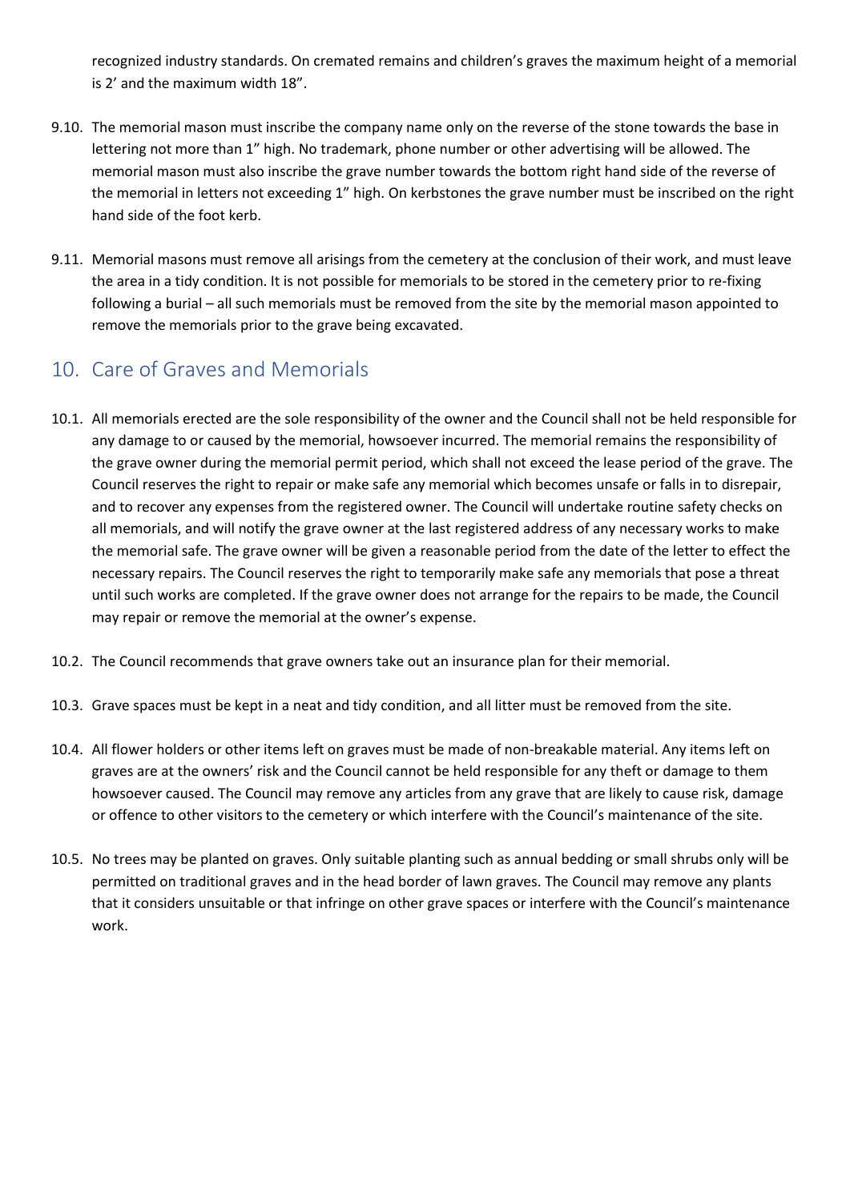recognized industry standards. On cremated remains and children's graves the maximum height of a memorial is 2' and the maximum width 18".

9.10. The memorial mason must inscribe the company name only on the reverse of the stone towards the base in lettering not more than 1" high. No trademark, phone number or other advertising will be allowed. The memorial mason must also inscribe the grave number towards the bottom right hand side of the reverse of the memorial in letters not exceeding 1" high. On kerbstones the grave number must be inscribed on the right hand side of the foot kerb.

9.11. Memorial masons must remove all arisings from the cemetery at the conclusion of their work, and must leave the area in a tidy condition. It is not possible for memorials to be stored in the cemetery prior to re-fixing following a burial – all such memorials must be removed from the site by the memorial mason appointed to remove the memorials prior to the grave being excavated.

## 10. Care of Graves and Memorials

10.1. All memorials erected are the sole responsibility of the owner and the Council shall not be held responsible for any damage to or caused by the memorial, howsoever incurred. The memorial remains the responsibility of the grave owner during the memorial permit period, which shall not exceed the lease period of the grave. The Council reserves the right to repair or make safe any memorial which becomes unsafe or falls in to disrepair, and to recover any expenses from the registered owner. The Council will undertake routine safety checks on all memorials, and will notify the grave owner at the last registered address of any necessary works to make the memorial safe. The grave owner will be given a reasonable period from the date of the letter to effect the necessary repairs. The Council reserves the right to temporarily make safe any memorials that pose a threat until such works are completed. If the grave owner does not arrange for the repairs to be made, the Council may repair or remove the memorial at the owner's expense.

10.2. The Council recommends that grave owners take out an insurance plan for their memorial.

10.3. Grave spaces must be kept in a neat and tidy condition, and all litter must be removed from the site.

10.4. All flower holders or other items left on graves must be made of non-breakable material. Any items left on graves are at the owners' risk and the Council cannot be held responsible for any theft or damage to them howsoever caused. The Council may remove any articles from any grave that are likely to cause risk, damage or offence to other visitors to the cemetery or which interfere with the Council's maintenance of the site.

10.5. No trees may be planted on graves. Only suitable planting such as annual bedding or small shrubs only will be permitted on traditional graves and in the head border of lawn graves. The Council may remove any plants that it considers unsuitable or that infringe on other grave spaces or interfere with the Council's maintenance work.